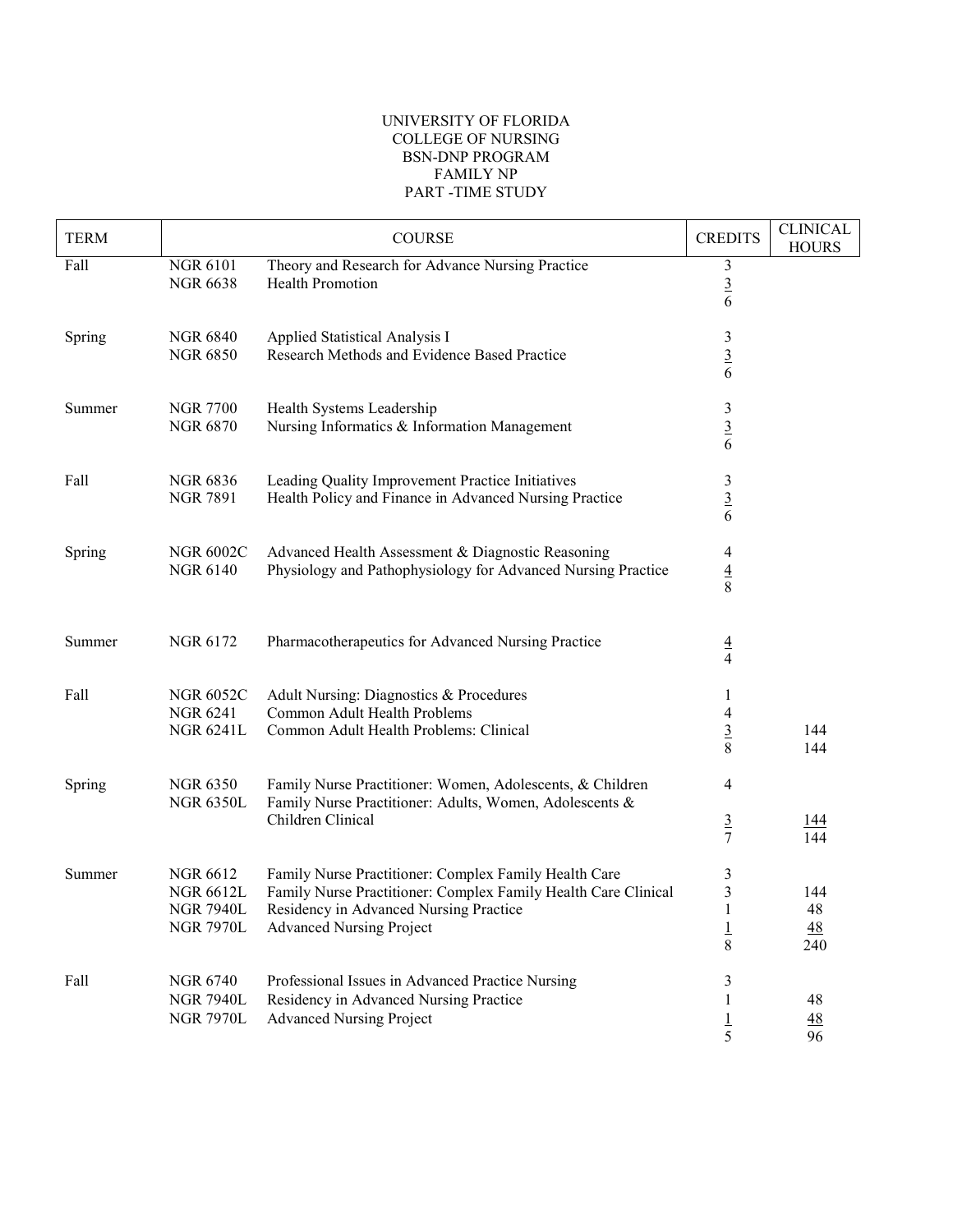UNIVERSITY OF FLORIDA
COLLEGE OF NURSING
BSN-DNP PROGRAM
FAMILY NP
PART -TIME STUDY

| TERM | COURSE | | CREDITS | CLINICAL HOURS |
|---|---|---|---|---|
| Fall | NGR 6101 | Theory and Research for Advance Nursing Practice | 3 | |
| | NGR 6638 | Health Promotion | 3 | |
| | | | 6 | |
| Spring | NGR 6840 | Applied Statistical Analysis I | 3 | |
| | NGR 6850 | Research Methods and Evidence Based Practice | 3 | |
| | | | 6 | |
| Summer | NGR 7700 | Health Systems Leadership | 3 | |
| | NGR 6870 | Nursing Informatics & Information Management | 3 | |
| | | | 6 | |
| Fall | NGR 6836 | Leading Quality Improvement Practice Initiatives | 3 | |
| | NGR 7891 | Health Policy and Finance in Advanced Nursing Practice | 3 | |
| | | | 6 | |
| Spring | NGR 6002C | Advanced Health Assessment & Diagnostic Reasoning | 4 | |
| | NGR 6140 | Physiology and Pathophysiology for Advanced Nursing Practice | 4 | |
| | | | 8 | |
| Summer | NGR 6172 | Pharmacotherapeutics for Advanced Nursing Practice | 4 | |
| | | | 4 | |
| Fall | NGR 6052C | Adult Nursing: Diagnostics & Procedures | 1 | |
| | NGR 6241 | Common Adult Health Problems | 4 | |
| | NGR 6241L | Common Adult Health Problems: Clinical | 3 | 144 |
| | | | 8 | 144 |
| Spring | NGR 6350 | Family Nurse Practitioner: Women, Adolescents, & Children | 4 | |
| | NGR 6350L | Family Nurse Practitioner: Adults, Women, Adolescents & Children Clinical | 3 | 144 |
| | | | 7 | 144 |
| Summer | NGR 6612 | Family Nurse Practitioner: Complex Family Health Care | 3 | |
| | NGR 6612L | Family Nurse Practitioner: Complex Family Health Care Clinical | 3 | 144 |
| | NGR 7940L | Residency in Advanced Nursing Practice | 1 | 48 |
| | NGR 7970L | Advanced Nursing Project | 1 | 48 |
| | | | 8 | 240 |
| Fall | NGR 6740 | Professional Issues in Advanced Practice Nursing | 3 | |
| | NGR 7940L | Residency in Advanced Nursing Practice | 1 | 48 |
| | NGR 7970L | Advanced Nursing Project | 1 | 48 |
| | | | 5 | 96 |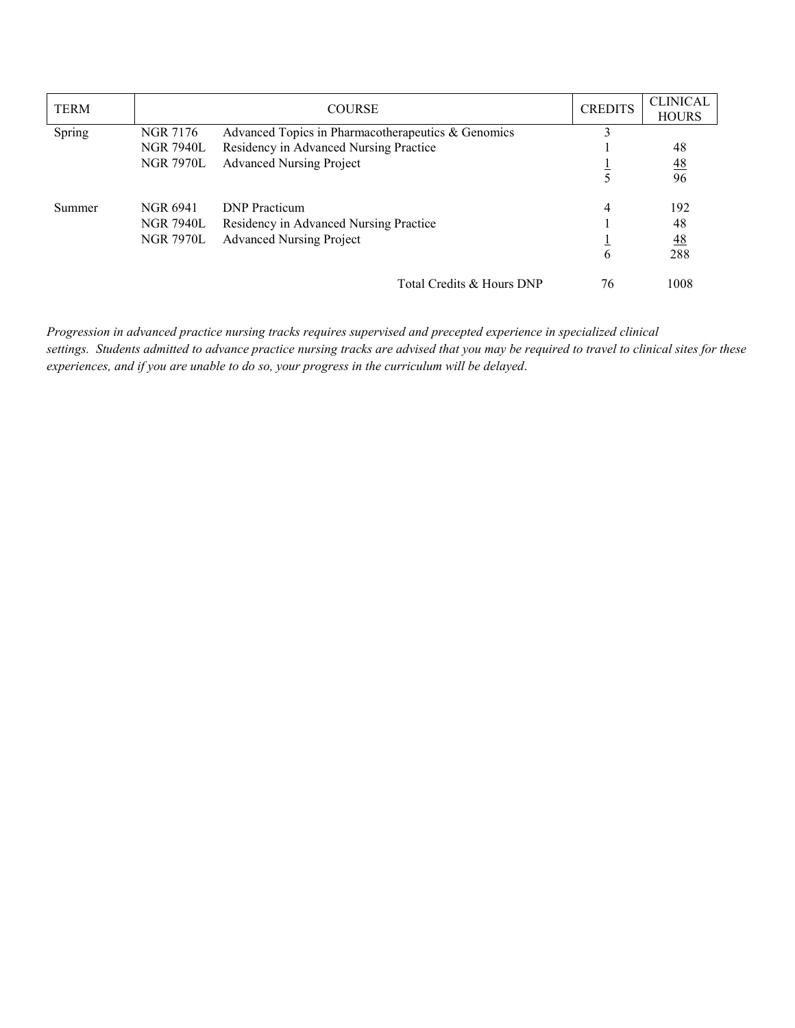| TERM | COURSE | | CREDITS | CLINICAL HOURS |
|---|---|---|---|---|
| Spring | NGR 7176 | Advanced Topics in Pharmacotherapeutics & Genomics | 3 | |
| | NGR 7940L | Residency in Advanced Nursing Practice | 1 | 48 |
| | NGR 7970L | Advanced Nursing Project | 1 | 48 |
| | | | 5 | 96 |
| Summer | NGR 6941 | DNP Practicum | 4 | 192 |
| | NGR 7940L | Residency in Advanced Nursing Practice | 1 | 48 |
| | NGR 7970L | Advanced Nursing Project | 1 | 48 |
| | | | 6 | 288 |
| | | Total Credits & Hours DNP | 76 | 1008 |

*Progression in advanced practice nursing tracks requires supervised and precepted experience in specialized clinical settings. Students admitted to advance practice nursing tracks are advised that you may be required to travel to clinical sites for these experiences, and if you are unable to do so, your progress in the curriculum will be delayed*.